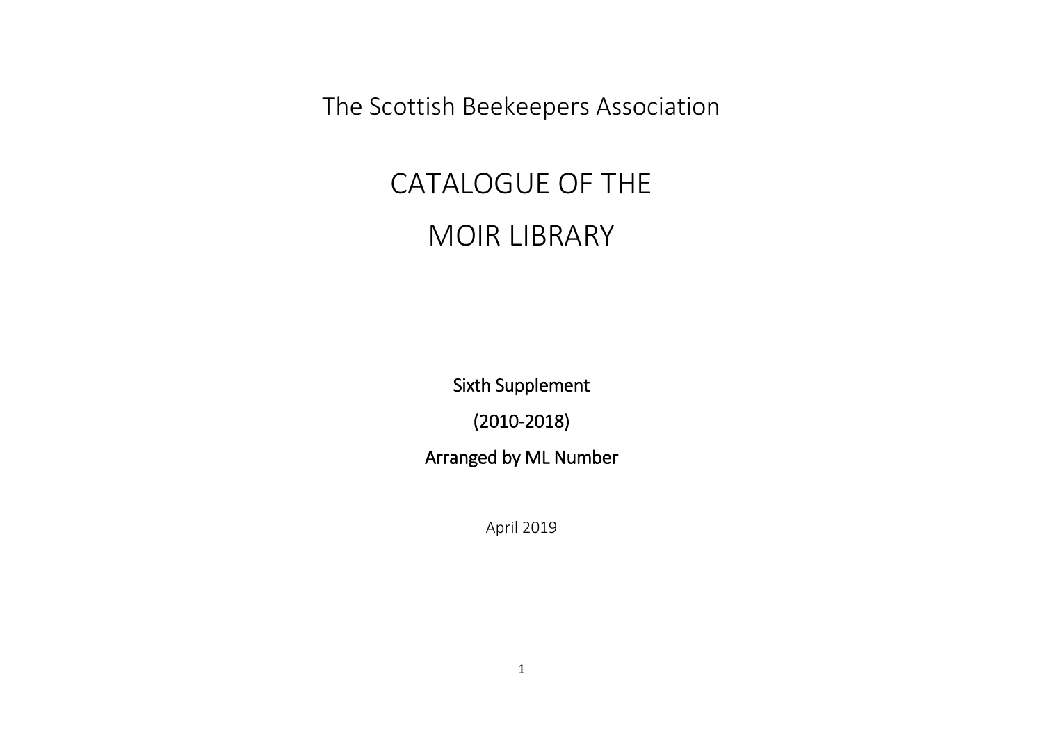The Scottish Beekeepers Association

# CATALOGUE OF THE MOIR LIBRARY

**Sixth Supplement**

**(2010-2018)**

**Arranged by ML Number**

April 2019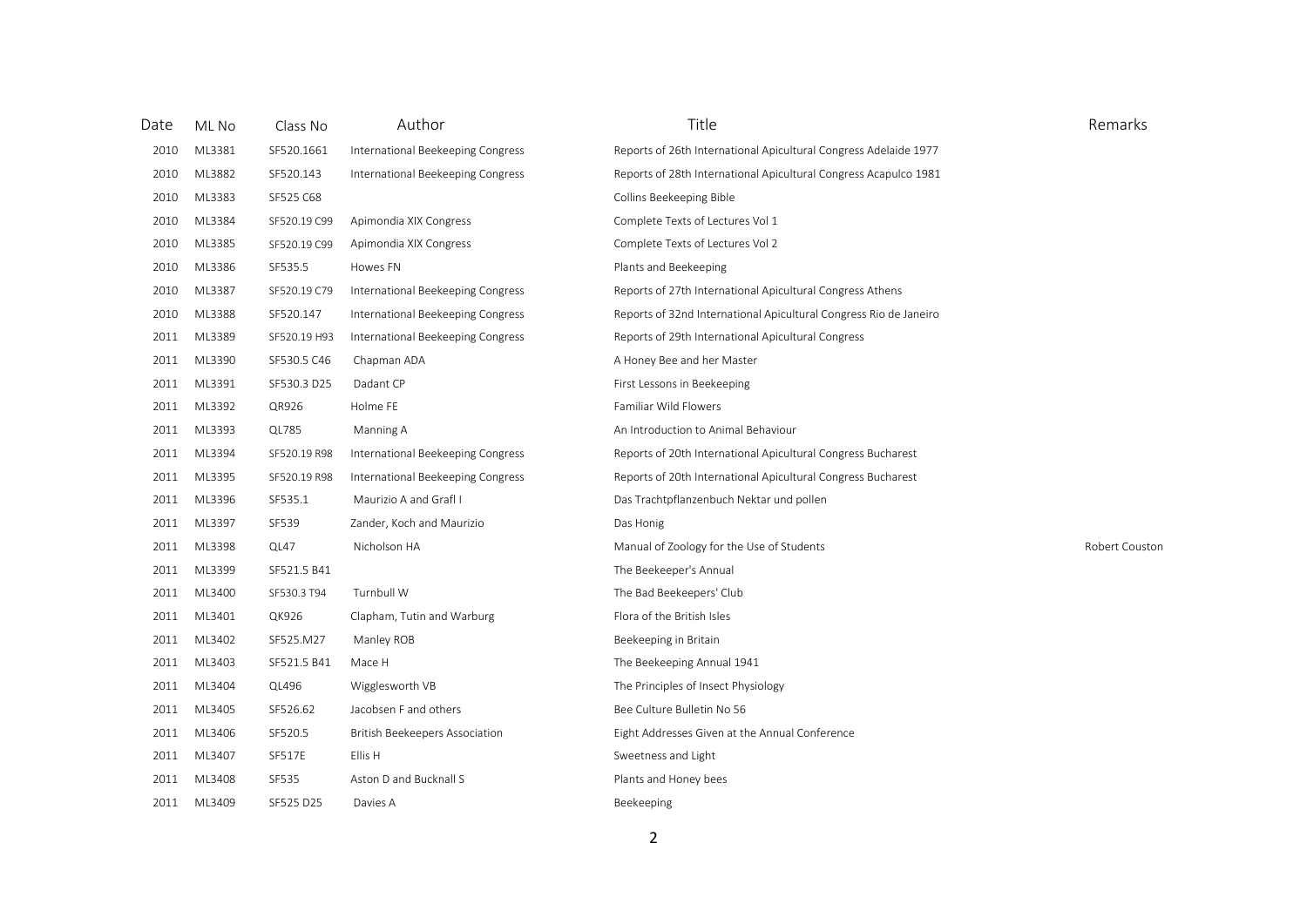| Date | ML No | Class No | Author | Title | Remarks |
|---|---|---|---|---|---|
| 2010 | ML3381 | SF520.1661 | International Beekeeping Congress | Reports of 26th International Apicultural Congress Adelaide 1977 | |
| 2010 | ML3882 | SF520.143 | International Beekeeping Congress | Reports of 28th International Apicultural Congress Acapulco 1981 | |
| 2010 | ML3383 | SF525 C68 | | Collins Beekeeping Bible | |
| 2010 | ML3384 | SF520.19 C99 | Apimondia XIX Congress | Complete Texts of Lectures Vol 1 | |
| 2010 | ML3385 | SF520.19 C99 | Apimondia XIX Congress | Complete Texts of Lectures Vol 2 | |
| 2010 | ML3386 | SF535.5 | Howes FN | Plants and Beekeeping | |
| 2010 | ML3387 | SF520.19 C79 | International Beekeeping Congress | Reports of 27th International Apicultural Congress Athens | |
| 2010 | ML3388 | SF520.147 | International Beekeeping Congress | Reports of 32nd International Apicultural Congress Rio de Janeiro | |
| 2011 | ML3389 | SF520.19 H93 | International Beekeeping Congress | Reports of 29th International Apicultural Congress | |
| 2011 | ML3390 | SF530.5 C46 | Chapman ADA | A Honey Bee and her Master | |
| 2011 | ML3391 | SF530.3 D25 | Dadant CP | First Lessons in Beekeeping | |
| 2011 | ML3392 | QR926 | Holme FE | Familiar Wild Flowers | |
| 2011 | ML3393 | QL785 | Manning A | An Introduction to Animal Behaviour | |
| 2011 | ML3394 | SF520.19 R98 | International Beekeeping Congress | Reports of 20th International Apicultural Congress Bucharest | |
| 2011 | ML3395 | SF520.19 R98 | International Beekeeping Congress | Reports of 20th International Apicultural Congress Bucharest | |
| 2011 | ML3396 | SF535.1 | Maurizio A and Grafl I | Das Trachtpflanzenbuch Nektar und pollen | |
| 2011 | ML3397 | SF539 | Zander, Koch and Maurizio | Das Honig | |
| 2011 | ML3398 | QL47 | Nicholson HA | Manual of Zoology for the Use of Students | Robert Couston |
| 2011 | ML3399 | SF521.5 B41 | | The Beekeeper's Annual | |
| 2011 | ML3400 | SF530.3 T94 | Turnbull W | The Bad Beekeepers' Club | |
| 2011 | ML3401 | QK926 | Clapham, Tutin and Warburg | Flora of the British Isles | |
| 2011 | ML3402 | SF525.M27 | Manley ROB | Beekeeping in Britain | |
| 2011 | ML3403 | SF521.5 B41 | Mace H | The Beekeeping Annual 1941 | |
| 2011 | ML3404 | QL496 | Wigglesworth VB | The Principles of Insect Physiology | |
| 2011 | ML3405 | SF526.62 | Jacobsen F and others | Bee Culture Bulletin No 56 | |
| 2011 | ML3406 | SF520.5 | British Beekeepers Association | Eight Addresses Given at the Annual Conference | |
| 2011 | ML3407 | SF517E | Ellis H | Sweetness and Light | |
| 2011 | ML3408 | SF535 | Aston D and Bucknall S | Plants and Honey bees | |
| 2011 | ML3409 | SF525 D25 | Davies A | Beekeeping | |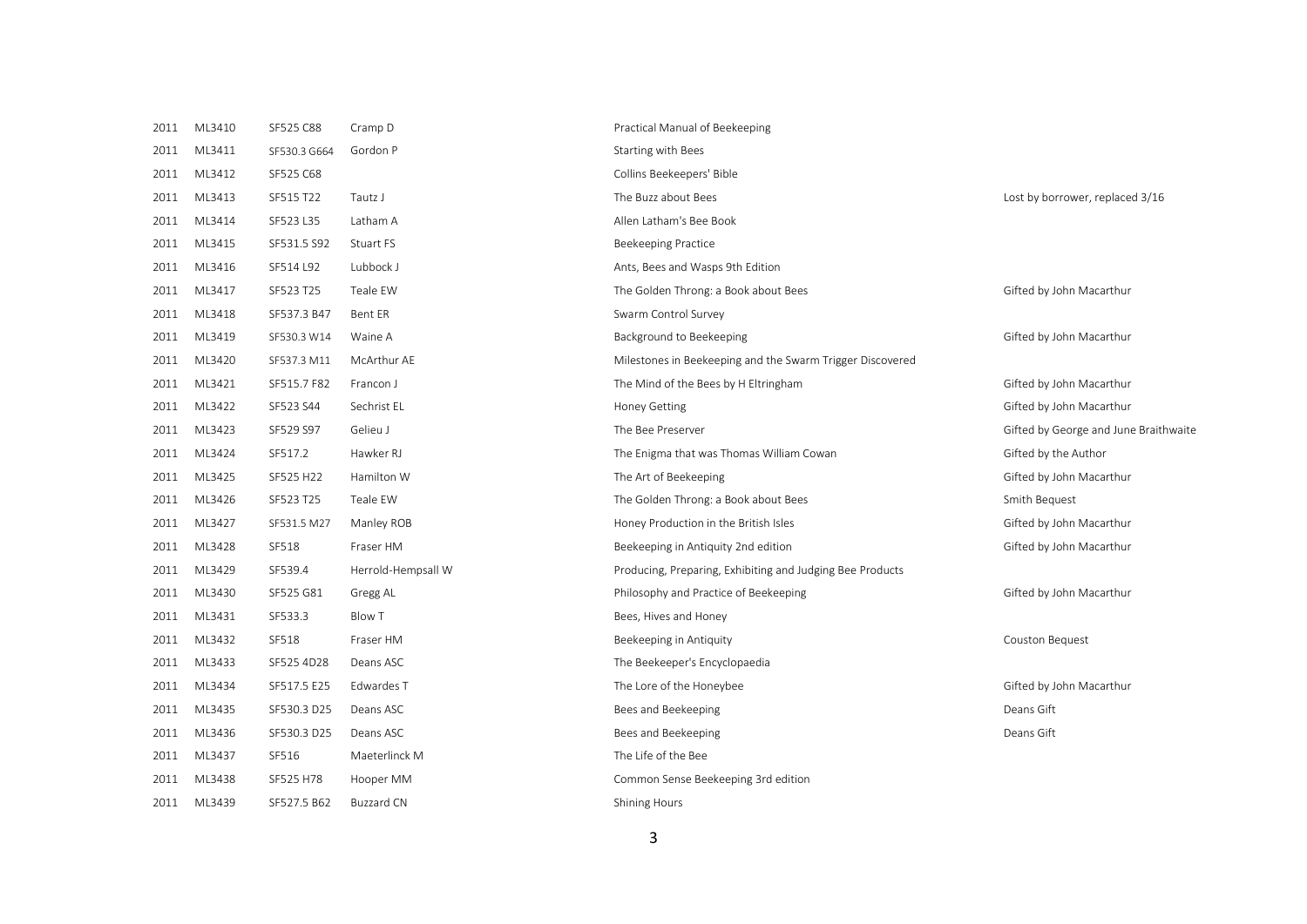| | | | | | |
|---|---|---|---|---|---|
| 2011 | ML3410 | SF525 C88 | Cramp D | Practical Manual of Beekeeping | |
| 2011 | ML3411 | SF530.3 G664 | Gordon P | Starting with Bees | |
| 2011 | ML3412 | SF525 C68 | | Collins Beekeepers' Bible | |
| 2011 | ML3413 | SF515 T22 | Tautz J | The Buzz about Bees | Lost by borrower, replaced 3/16 |
| 2011 | ML3414 | SF523 L35 | Latham A | Allen Latham's Bee Book | |
| 2011 | ML3415 | SF531.5 S92 | Stuart FS | Beekeeping Practice | |
| 2011 | ML3416 | SF514 L92 | Lubbock J | Ants, Bees and Wasps 9th Edition | |
| 2011 | ML3417 | SF523 T25 | Teale EW | The Golden Throng: a Book about Bees | Gifted by John Macarthur |
| 2011 | ML3418 | SF537.3 B47 | Bent ER | Swarm Control Survey | |
| 2011 | ML3419 | SF530.3 W14 | Waine A | Background to Beekeeping | Gifted by John Macarthur |
| 2011 | ML3420 | SF537.3 M11 | McArthur AE | Milestones in Beekeeping and the Swarm Trigger Discovered | |
| 2011 | ML3421 | SF515.7 F82 | Francon J | The Mind of the Bees by H Eltringham | Gifted by John Macarthur |
| 2011 | ML3422 | SF523 S44 | Sechrist EL | Honey Getting | Gifted by John Macarthur |
| 2011 | ML3423 | SF529 S97 | Gelieu J | The Bee Preserver | Gifted by George and June Braithwaite |
| 2011 | ML3424 | SF517.2 | Hawker RJ | The Enigma that was Thomas William Cowan | Gifted by the Author |
| 2011 | ML3425 | SF525 H22 | Hamilton W | The Art of Beekeeping | Gifted by John Macarthur |
| 2011 | ML3426 | SF523 T25 | Teale EW | The Golden Throng: a Book about Bees | Smith Bequest |
| 2011 | ML3427 | SF531.5 M27 | Manley ROB | Honey Production in the British Isles | Gifted by John Macarthur |
| 2011 | ML3428 | SF518 | Fraser HM | Beekeeping in Antiquity 2nd edition | Gifted by John Macarthur |
| 2011 | ML3429 | SF539.4 | Herrold-Hempsall W | Producing, Preparing, Exhibiting and Judging Bee Products | |
| 2011 | ML3430 | SF525 G81 | Gregg AL | Philosophy and Practice of Beekeeping | Gifted by John Macarthur |
| 2011 | ML3431 | SF533.3 | Blow T | Bees, Hives and Honey | |
| 2011 | ML3432 | SF518 | Fraser HM | Beekeeping in Antiquity | Couston Bequest |
| 2011 | ML3433 | SF525 4D28 | Deans ASC | The Beekeeper's Encyclopaedia | |
| 2011 | ML3434 | SF517.5 E25 | Edwardes T | The Lore of the Honeybee | Gifted by John Macarthur |
| 2011 | ML3435 | SF530.3 D25 | Deans ASC | Bees and Beekeeping | Deans Gift |
| 2011 | ML3436 | SF530.3 D25 | Deans ASC | Bees and Beekeeping | Deans Gift |
| 2011 | ML3437 | SF516 | Maeterlinck M | The Life of the Bee | |
| 2011 | ML3438 | SF525 H78 | Hooper MM | Common Sense Beekeeping 3rd edition | |
| 2011 | ML3439 | SF527.5 B62 | Buzzard CN | Shining Hours | |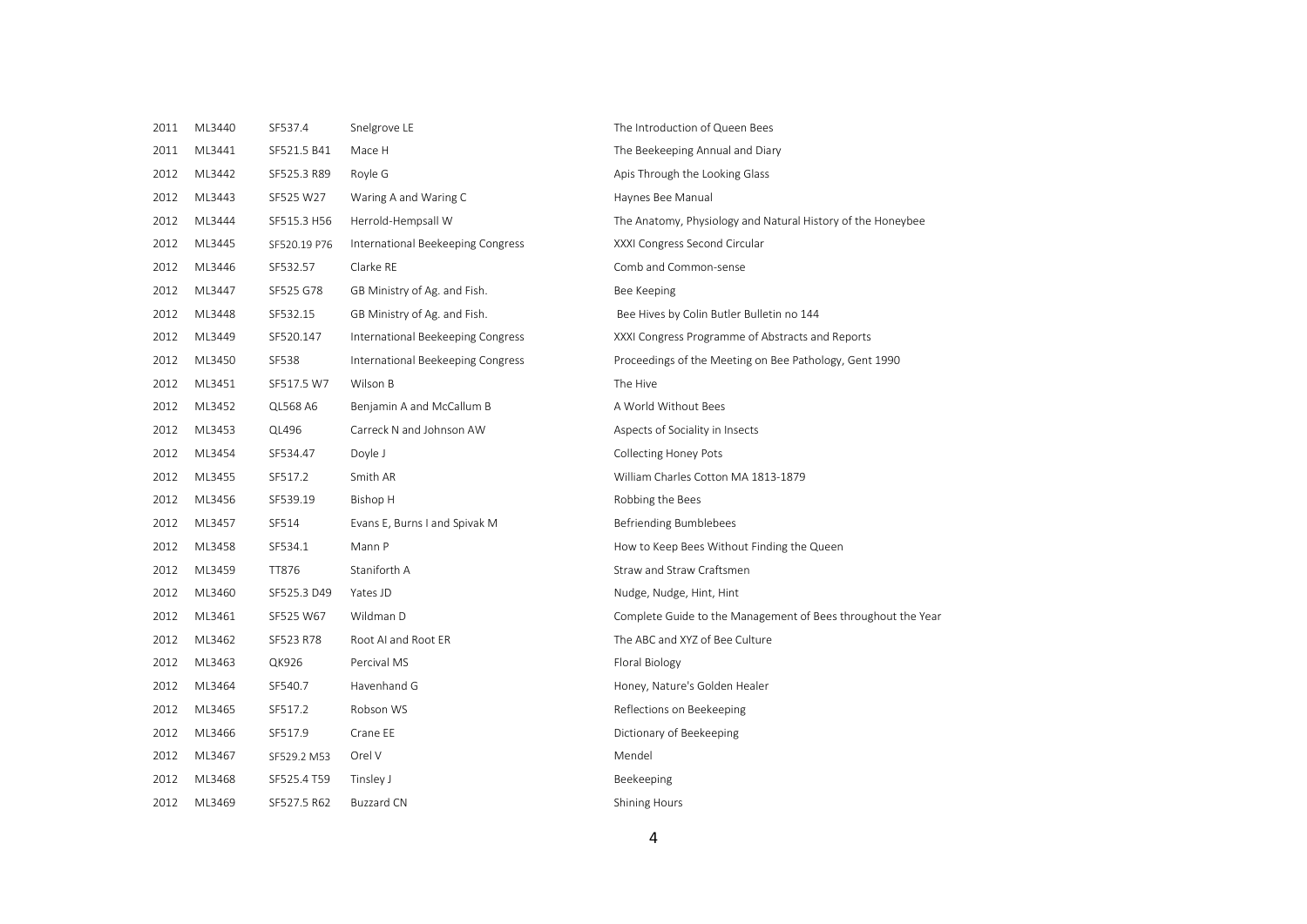| | | | | |
|---|---|---|---|---|
| 2011 | ML3440 | SF537.4 | Snelgrove LE | The Introduction of Queen Bees |
| 2011 | ML3441 | SF521.5 B41 | Mace H | The Beekeeping Annual and Diary |
| 2012 | ML3442 | SF525.3 R89 | Royle G | Apis Through the Looking Glass |
| 2012 | ML3443 | SF525 W27 | Waring A and Waring C | Haynes Bee Manual |
| 2012 | ML3444 | SF515.3 H56 | Herrold-Hempsall W | The Anatomy, Physiology and Natural History of the Honeybee |
| 2012 | ML3445 | SF520.19 P76 | International Beekeeping Congress | XXXI Congress Second Circular |
| 2012 | ML3446 | SF532.57 | Clarke RE | Comb and Common-sense |
| 2012 | ML3447 | SF525 G78 | GB Ministry of Ag. and Fish. | Bee Keeping |
| 2012 | ML3448 | SF532.15 | GB Ministry of Ag. and Fish. | Bee Hives by Colin Butler Bulletin no 144 |
| 2012 | ML3449 | SF520.147 | International Beekeeping Congress | XXXI Congress Programme of Abstracts and Reports |
| 2012 | ML3450 | SF538 | International Beekeeping Congress | Proceedings of the Meeting on Bee Pathology, Gent 1990 |
| 2012 | ML3451 | SF517.5 W7 | Wilson B | The Hive |
| 2012 | ML3452 | QL568 A6 | Benjamin A and McCallum B | A World Without Bees |
| 2012 | ML3453 | QL496 | Carreck N and Johnson AW | Aspects of Sociality in Insects |
| 2012 | ML3454 | SF534.47 | Doyle J | Collecting Honey Pots |
| 2012 | ML3455 | SF517.2 | Smith AR | William Charles Cotton MA 1813-1879 |
| 2012 | ML3456 | SF539.19 | Bishop H | Robbing the Bees |
| 2012 | ML3457 | SF514 | Evans E, Burns I and Spivak M | Befriending Bumblebees |
| 2012 | ML3458 | SF534.1 | Mann P | How to Keep Bees Without Finding the Queen |
| 2012 | ML3459 | TT876 | Staniforth A | Straw and Straw Craftsmen |
| 2012 | ML3460 | SF525.3 D49 | Yates JD | Nudge, Nudge, Hint, Hint |
| 2012 | ML3461 | SF525 W67 | Wildman D | Complete Guide to the Management of Bees throughout the Year |
| 2012 | ML3462 | SF523 R78 | Root AI and Root ER | The ABC and XYZ of Bee Culture |
| 2012 | ML3463 | QK926 | Percival MS | Floral Biology |
| 2012 | ML3464 | SF540.7 | Havenhand G | Honey, Nature's Golden Healer |
| 2012 | ML3465 | SF517.2 | Robson WS | Reflections on Beekeeping |
| 2012 | ML3466 | SF517.9 | Crane EE | Dictionary of Beekeeping |
| 2012 | ML3467 | SF529.2 M53 | Orel V | Mendel |
| 2012 | ML3468 | SF525.4 T59 | Tinsley J | Beekeeping |
| 2012 | ML3469 | SF527.5 R62 | Buzzard CN | Shining Hours |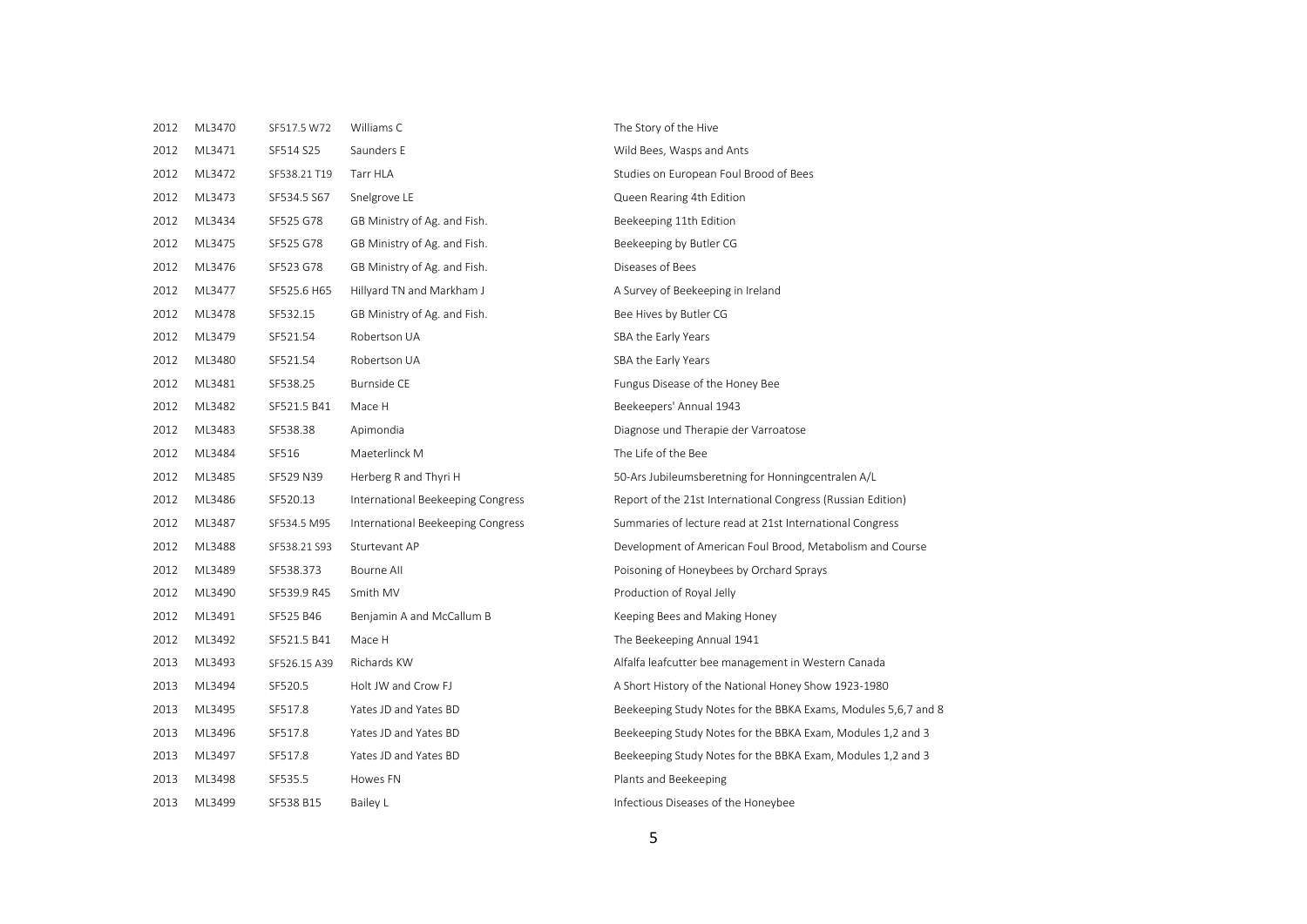| | | | | |
|---|---|---|---|---|
| 2012 | ML3470 | SF517.5 W72 | Williams C | The Story of the Hive |
| 2012 | ML3471 | SF514 S25 | Saunders E | Wild Bees, Wasps and Ants |
| 2012 | ML3472 | SF538.21 T19 | Tarr HLA | Studies on European Foul Brood of Bees |
| 2012 | ML3473 | SF534.5 S67 | Snelgrove LE | Queen Rearing 4th Edition |
| 2012 | ML3434 | SF525 G78 | GB Ministry of Ag. and Fish. | Beekeeping 11th Edition |
| 2012 | ML3475 | SF525 G78 | GB Ministry of Ag. and Fish. | Beekeeping by Butler CG |
| 2012 | ML3476 | SF523 G78 | GB Ministry of Ag. and Fish. | Diseases of Bees |
| 2012 | ML3477 | SF525.6 H65 | Hillyard TN and Markham J | A Survey of Beekeeping in Ireland |
| 2012 | ML3478 | SF532.15 | GB Ministry of Ag. and Fish. | Bee Hives by Butler CG |
| 2012 | ML3479 | SF521.54 | Robertson UA | SBA the Early Years |
| 2012 | ML3480 | SF521.54 | Robertson UA | SBA the Early Years |
| 2012 | ML3481 | SF538.25 | Burnside CE | Fungus Disease of the Honey Bee |
| 2012 | ML3482 | SF521.5 B41 | Mace H | Beekeepers' Annual 1943 |
| 2012 | ML3483 | SF538.38 | Apimondia | Diagnose und Therapie der Varroatose |
| 2012 | ML3484 | SF516 | Maeterlinck M | The Life of the Bee |
| 2012 | ML3485 | SF529 N39 | Herberg R and Thyri H | 50-Ars Jubileumsberetning for Honningcentralen A/L |
| 2012 | ML3486 | SF520.13 | International Beekeeping Congress | Report of the 21st International Congress (Russian Edition) |
| 2012 | ML3487 | SF534.5 M95 | International Beekeeping Congress | Summaries of lecture read at 21st International Congress |
| 2012 | ML3488 | SF538.21 S93 | Sturtevant AP | Development of American Foul Brood, Metabolism and Course |
| 2012 | ML3489 | SF538.373 | Bourne AII | Poisoning of Honeybees by Orchard Sprays |
| 2012 | ML3490 | SF539.9 R45 | Smith MV | Production of Royal Jelly |
| 2012 | ML3491 | SF525 B46 | Benjamin A and McCallum B | Keeping Bees and Making Honey |
| 2012 | ML3492 | SF521.5 B41 | Mace H | The Beekeeping Annual 1941 |
| 2013 | ML3493 | SF526.15 A39 | Richards KW | Alfalfa leafcutter bee management in Western Canada |
| 2013 | ML3494 | SF520.5 | Holt JW and Crow FJ | A Short History of the National Honey Show 1923-1980 |
| 2013 | ML3495 | SF517.8 | Yates JD and Yates BD | Beekeeping Study Notes for the BBKA Exams, Modules 5,6,7 and 8 |
| 2013 | ML3496 | SF517.8 | Yates JD and Yates BD | Beekeeping Study Notes for the BBKA Exam, Modules 1,2 and 3 |
| 2013 | ML3497 | SF517.8 | Yates JD and Yates BD | Beekeeping Study Notes for the BBKA Exam, Modules 1,2 and 3 |
| 2013 | ML3498 | SF535.5 | Howes FN | Plants and Beekeeping |
| 2013 | ML3499 | SF538 B15 | Bailey L | Infectious Diseases of the Honeybee |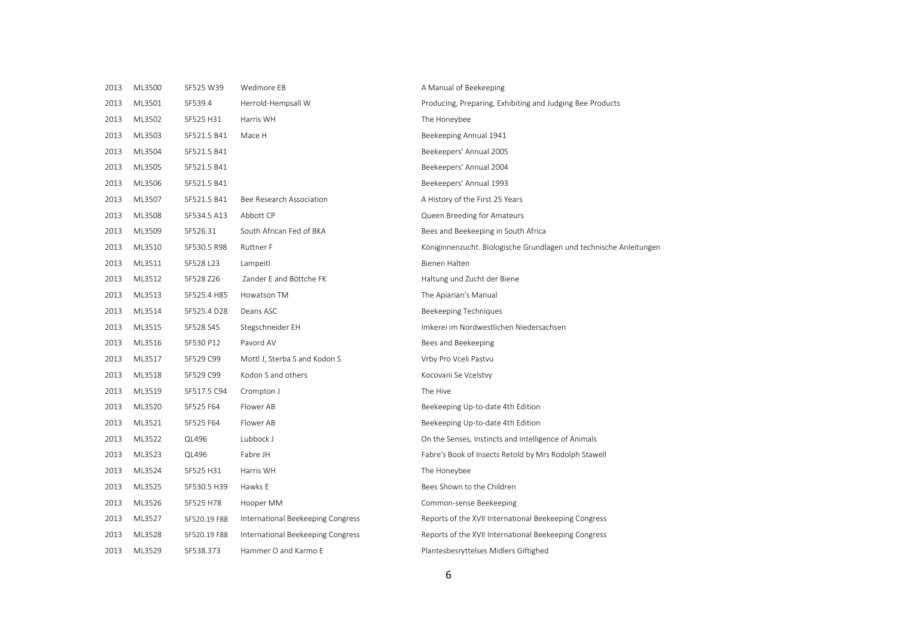| | | | | |
|---|---|---|---|---|
| 2013 | ML3500 | SF525 W39 | Wedmore EB | A Manual of Beekeeping |
| 2013 | ML3501 | SF539.4 | Herrold-Hempsall W | Producing, Preparing, Exhibiting and Judging Bee Products |
| 2013 | ML3502 | SF525 H31 | Harris WH | The Honeybee |
| 2013 | ML3503 | SF521.5 B41 | Mace H | Beekeeping Annual 1941 |
| 2013 | ML3504 | SF521.5 B41 | | Beekeepers' Annual 2005 |
| 2013 | ML3505 | SF521.5 B41 | | Beekeepers' Annual 2004 |
| 2013 | ML3506 | SF521.5 B41 | | Beekeepers' Annual 1993 |
| 2013 | ML3507 | SF521.5 B41 | Bee Research Association | A History of the First 25 Years |
| 2013 | ML3508 | SF534.5 A13 | Abbott CP | Queen Breeding for Amateurs |
| 2013 | ML3509 | SF526.31 | South African Fed of BKA | Bees and Beekeeping in South Africa |
| 2013 | ML3510 | SF530.5 R98 | Ruttner F | Königinnenzucht. Biologische Grundlagen und technische Anleitungen |
| 2013 | ML3511 | SF528 L23 | Lampeitl | Bienen Halten |
| 2013 | ML3512 | SF528 Z26 | Zander E and Böttche FK | Haltung und Zucht der Biene |
| 2013 | ML3513 | SF525.4 H85 | Howatson TM | The Apiarian's Manual |
| 2013 | ML3514 | SF525.4 D28 | Deans ASC | Beekeeping Techniques |
| 2013 | ML3515 | SF528 S45 | Stegschneider EH | Imkerei im Nordwestlichen Niedersachsen |
| 2013 | ML3516 | SF530 P12 | Pavord AV | Bees and Beekeeping |
| 2013 | ML3517 | SF529 C99 | Mottl J, Sterba S and Kodon S | Vrby Pro Vceli Pastvu |
| 2013 | ML3518 | SF529 C99 | Kodon S and others | Kocovani Se Vcelstvy |
| 2013 | ML3519 | SF517.5 C94 | Crompton J | The Hive |
| 2013 | ML3520 | SF525 F64 | Flower AB | Beekeeping Up-to-date 4th Edition |
| 2013 | ML3521 | SF525 F64 | Flower AB | Beekeeping Up-to-date 4th Edition |
| 2013 | ML3522 | QL496 | Lubbock J | On the Senses, Instincts and Intelligence of Animals |
| 2013 | ML3523 | QL496 | Fabre JH | Fabre's Book of Insects Retold by Mrs Rodolph Stawell |
| 2013 | ML3524 | SF525 H31 | Harris WH | The Honeybee |
| 2013 | ML3525 | SF530.5 H39 | Hawks E | Bees Shown to the Children |
| 2013 | ML3526 | SF525 H78 | Hooper MM | Common-sense Beekeeping |
| 2013 | ML3527 | SF520.19 F88 | International Beekeeping Congress | Reports of the XVII International Beekeeping Congress |
| 2013 | ML3528 | SF520.19 F88 | International Beekeeping Congress | Reports of the XVII International Beekeeping Congress |
| 2013 | ML3529 | SF538.373 | Hammer O and Karmo E | Plantesbesryttelses Midlers Giftighed |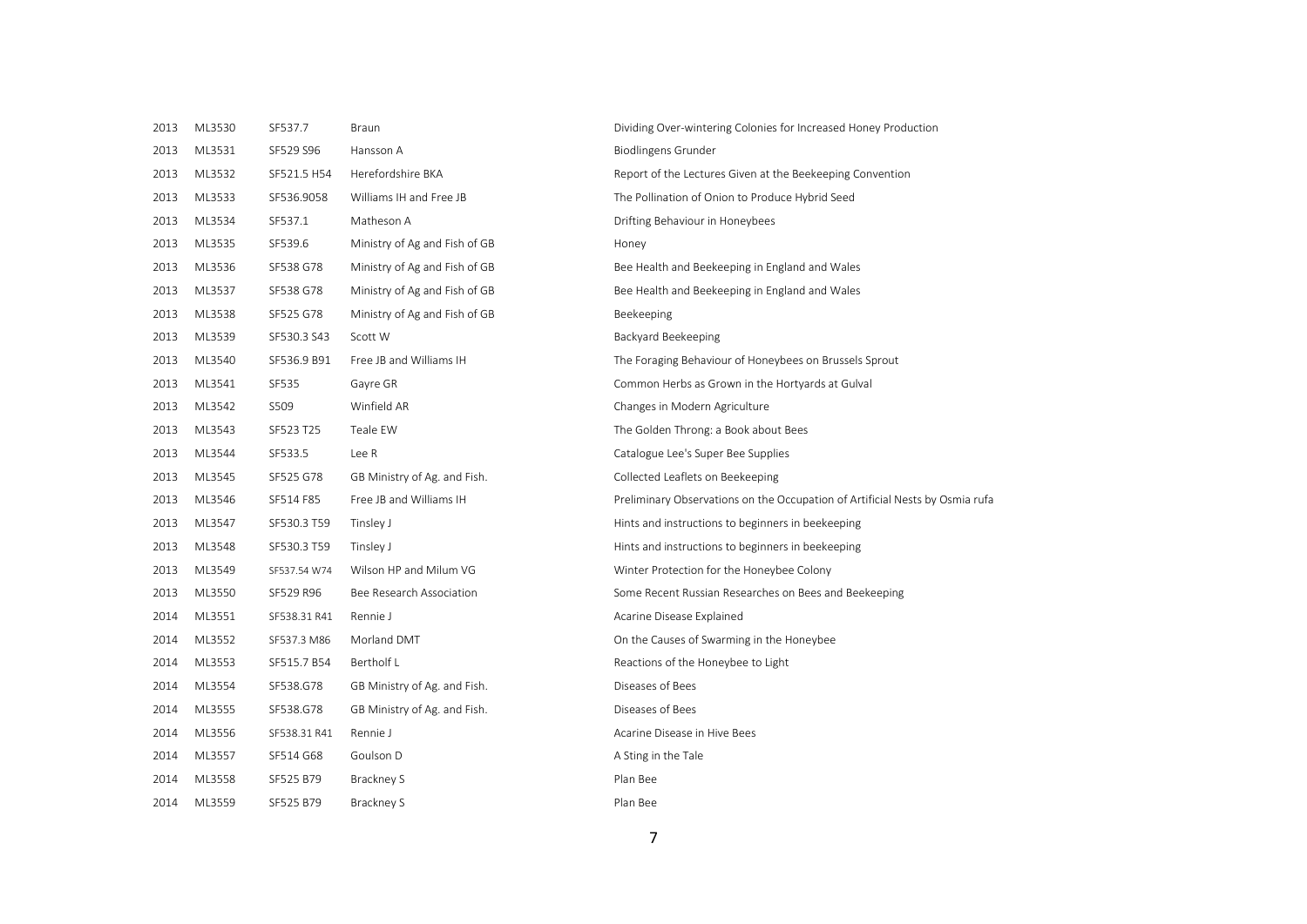| | | | | |
|---|---|---|---|---|
| 2013 | ML3530 | SF537.7 | Braun | Dividing Over-wintering Colonies for Increased Honey Production |
| 2013 | ML3531 | SF529 S96 | Hansson A | Biodlingens Grunder |
| 2013 | ML3532 | SF521.5 H54 | Herefordshire BKA | Report of the Lectures Given at the Beekeeping Convention |
| 2013 | ML3533 | SF536.9058 | Williams IH and Free JB | The Pollination of Onion to Produce Hybrid Seed |
| 2013 | ML3534 | SF537.1 | Matheson A | Drifting Behaviour in Honeybees |
| 2013 | ML3535 | SF539.6 | Ministry of Ag and Fish of GB | Honey |
| 2013 | ML3536 | SF538 G78 | Ministry of Ag and Fish of GB | Bee Health and Beekeeping in England and Wales |
| 2013 | ML3537 | SF538 G78 | Ministry of Ag and Fish of GB | Bee Health and Beekeeping in England and Wales |
| 2013 | ML3538 | SF525 G78 | Ministry of Ag and Fish of GB | Beekeeping |
| 2013 | ML3539 | SF530.3 S43 | Scott W | Backyard Beekeeping |
| 2013 | ML3540 | SF536.9 B91 | Free JB and Williams IH | The Foraging Behaviour of Honeybees on Brussels Sprout |
| 2013 | ML3541 | SF535 | Gayre GR | Common Herbs as Grown in the Hortyards at Gulval |
| 2013 | ML3542 | S509 | Winfield AR | Changes in Modern Agriculture |
| 2013 | ML3543 | SF523 T25 | Teale EW | The Golden Throng: a Book about Bees |
| 2013 | ML3544 | SF533.5 | Lee R | Catalogue Lee's Super Bee Supplies |
| 2013 | ML3545 | SF525 G78 | GB Ministry of Ag. and Fish. | Collected Leaflets on Beekeeping |
| 2013 | ML3546 | SF514 F85 | Free JB and Williams IH | Preliminary Observations on the Occupation of Artificial Nests by Osmia rufa |
| 2013 | ML3547 | SF530.3 T59 | Tinsley J | Hints and instructions to beginners in beekeeping |
| 2013 | ML3548 | SF530.3 T59 | Tinsley J | Hints and instructions to beginners in beekeeping |
| 2013 | ML3549 | SF537.54 W74 | Wilson HP and Milum VG | Winter Protection for the Honeybee Colony |
| 2013 | ML3550 | SF529 R96 | Bee Research Association | Some Recent Russian Researches on Bees and Beekeeping |
| 2014 | ML3551 | SF538.31 R41 | Rennie J | Acarine Disease Explained |
| 2014 | ML3552 | SF537.3 M86 | Morland DMT | On the Causes of Swarming in the Honeybee |
| 2014 | ML3553 | SF515.7 B54 | Bertholf L | Reactions of the Honeybee to Light |
| 2014 | ML3554 | SF538.G78 | GB Ministry of Ag. and Fish. | Diseases of Bees |
| 2014 | ML3555 | SF538.G78 | GB Ministry of Ag. and Fish. | Diseases of Bees |
| 2014 | ML3556 | SF538.31 R41 | Rennie J | Acarine Disease in Hive Bees |
| 2014 | ML3557 | SF514 G68 | Goulson D | A Sting in the Tale |
| 2014 | ML3558 | SF525 B79 | Brackney S | Plan Bee |
| 2014 | ML3559 | SF525 B79 | Brackney S | Plan Bee |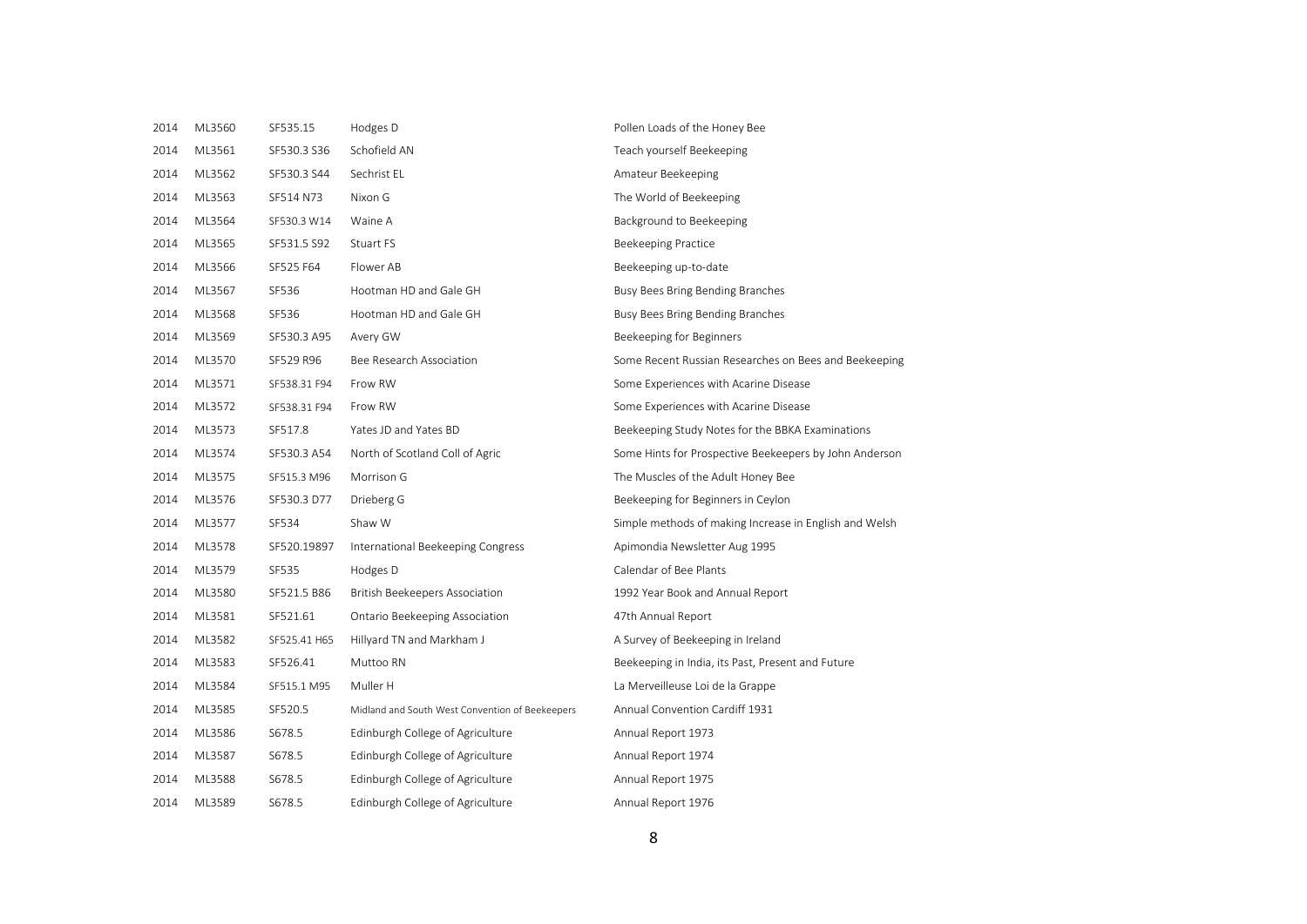| | | | | |
|---|---|---|---|---|
| 2014 | ML3560 | SF535.15 | Hodges D | Pollen Loads of the Honey Bee |
| 2014 | ML3561 | SF530.3 S36 | Schofield AN | Teach yourself Beekeeping |
| 2014 | ML3562 | SF530.3 S44 | Sechrist EL | Amateur Beekeeping |
| 2014 | ML3563 | SF514 N73 | Nixon G | The World of Beekeeping |
| 2014 | ML3564 | SF530.3 W14 | Waine A | Background to Beekeeping |
| 2014 | ML3565 | SF531.5 S92 | Stuart FS | Beekeeping Practice |
| 2014 | ML3566 | SF525 F64 | Flower AB | Beekeeping up-to-date |
| 2014 | ML3567 | SF536 | Hootman HD and Gale GH | Busy Bees Bring Bending Branches |
| 2014 | ML3568 | SF536 | Hootman HD and Gale GH | Busy Bees Bring Bending Branches |
| 2014 | ML3569 | SF530.3 A95 | Avery GW | Beekeeping for Beginners |
| 2014 | ML3570 | SF529 R96 | Bee Research Association | Some Recent Russian Researches on Bees and Beekeeping |
| 2014 | ML3571 | SF538.31 F94 | Frow RW | Some Experiences with Acarine Disease |
| 2014 | ML3572 | SF538.31 F94 | Frow RW | Some Experiences with Acarine Disease |
| 2014 | ML3573 | SF517.8 | Yates JD and Yates BD | Beekeeping Study Notes for the BBKA Examinations |
| 2014 | ML3574 | SF530.3 A54 | North of Scotland Coll of Agric | Some Hints for Prospective Beekeepers by John Anderson |
| 2014 | ML3575 | SF515.3 M96 | Morrison G | The Muscles of the Adult Honey Bee |
| 2014 | ML3576 | SF530.3 D77 | Drieberg G | Beekeeping for Beginners in Ceylon |
| 2014 | ML3577 | SF534 | Shaw W | Simple methods of making Increase in English and Welsh |
| 2014 | ML3578 | SF520.19897 | International Beekeeping Congress | Apimondia Newsletter Aug 1995 |
| 2014 | ML3579 | SF535 | Hodges D | Calendar of Bee Plants |
| 2014 | ML3580 | SF521.5 B86 | British Beekeepers Association | 1992 Year Book and Annual Report |
| 2014 | ML3581 | SF521.61 | Ontario Beekeeping Association | 47th Annual Report |
| 2014 | ML3582 | SF525.41 H65 | Hillyard TN and Markham J | A Survey of Beekeeping in Ireland |
| 2014 | ML3583 | SF526.41 | Muttoo RN | Beekeeping in India, its Past, Present and Future |
| 2014 | ML3584 | SF515.1 M95 | Muller H | La Merveilleuse Loi de la Grappe |
| 2014 | ML3585 | SF520.5 | Midland and South West Convention of Beekeepers | Annual Convention Cardiff 1931 |
| 2014 | ML3586 | S678.5 | Edinburgh College of Agriculture | Annual Report 1973 |
| 2014 | ML3587 | S678.5 | Edinburgh College of Agriculture | Annual Report 1974 |
| 2014 | ML3588 | S678.5 | Edinburgh College of Agriculture | Annual Report 1975 |
| 2014 | ML3589 | S678.5 | Edinburgh College of Agriculture | Annual Report 1976 |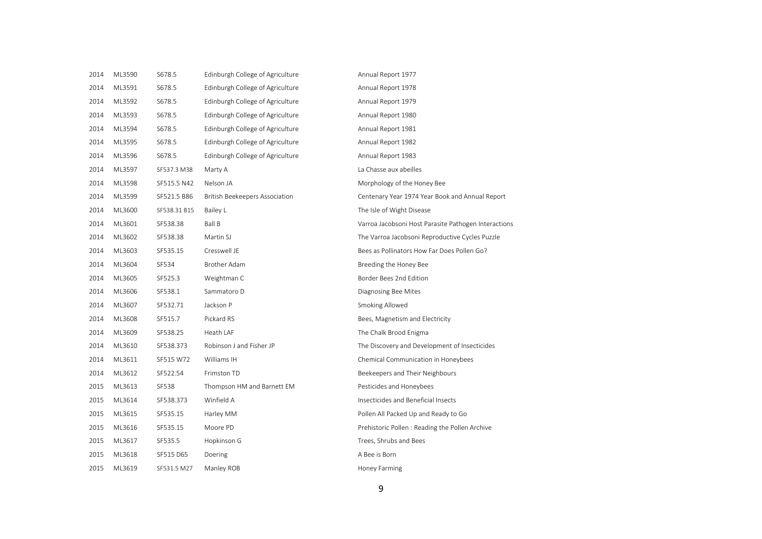| | | | | |
|---|---|---|---|---|
| 2014 | ML3590 | S678.5 | Edinburgh College of Agriculture | Annual Report 1977 |
| 2014 | ML3591 | S678.5 | Edinburgh College of Agriculture | Annual Report 1978 |
| 2014 | ML3592 | S678.5 | Edinburgh College of Agriculture | Annual Report 1979 |
| 2014 | ML3593 | S678.5 | Edinburgh College of Agriculture | Annual Report 1980 |
| 2014 | ML3594 | S678.5 | Edinburgh College of Agriculture | Annual Report 1981 |
| 2014 | ML3595 | S678.5 | Edinburgh College of Agriculture | Annual Report 1982 |
| 2014 | ML3596 | S678.5 | Edinburgh College of Agriculture | Annual Report 1983 |
| 2014 | ML3597 | SF537.3 M38 | Marty A | La Chasse aux abeilles |
| 2014 | ML3598 | SF515.5 N42 | Nelson JA | Morphology of the Honey Bee |
| 2014 | ML3599 | SF521.5 B86 | British Beekeepers Association | Centenary Year 1974 Year Book and Annual Report |
| 2014 | ML3600 | SF538.31 B15 | Bailey L | The Isle of Wight Disease |
| 2014 | ML3601 | SF538.38 | Ball B | Varroa Jacobsoni Host Parasite Pathogen Interactions |
| 2014 | ML3602 | SF538.38 | Martin SJ | The Varroa Jacobsoni Reproductive Cycles Puzzle |
| 2014 | ML3603 | SF535.15 | Cresswell JE | Bees as Pollinators How Far Does Pollen Go? |
| 2014 | ML3604 | SF534 | Brother Adam | Breeding the Honey Bee |
| 2014 | ML3605 | SF525.3 | Weightman C | Border Bees 2nd Edition |
| 2014 | ML3606 | SF538.1 | Sammatoro D | Diagnosing Bee Mites |
| 2014 | ML3607 | SF532.71 | Jackson P | Smoking Allowed |
| 2014 | ML3608 | SF515.7 | Pickard RS | Bees, Magnetism and Electricity |
| 2014 | ML3609 | SF538.25 | Heath LAF | The Chalk Brood Enigma |
| 2014 | ML3610 | SF538.373 | Robinson J and Fisher JP | The Discovery and Development of Insecticides |
| 2014 | ML3611 | SF515 W72 | Williams IH | Chemical Communication in Honeybees |
| 2014 | ML3612 | SF522.54 | Frimston TD | Beekeepers and Their Neighbours |
| 2015 | ML3613 | SF538 | Thompson HM and Barnett EM | Pesticides and Honeybees |
| 2015 | ML3614 | SF538.373 | Winfield A | Insecticides and Beneficial Insects |
| 2015 | ML3615 | SF535.15 | Harley MM | Pollen All Packed Up and Ready to Go |
| 2015 | ML3616 | SF535.15 | Moore PD | Prehistoric Pollen : Reading the Pollen Archive |
| 2015 | ML3617 | SF535.5 | Hopkinson G | Trees, Shrubs and Bees |
| 2015 | ML3618 | SF515 D65 | Doering | A Bee is Born |
| 2015 | ML3619 | SF531.5 M27 | Manley ROB | Honey Farming |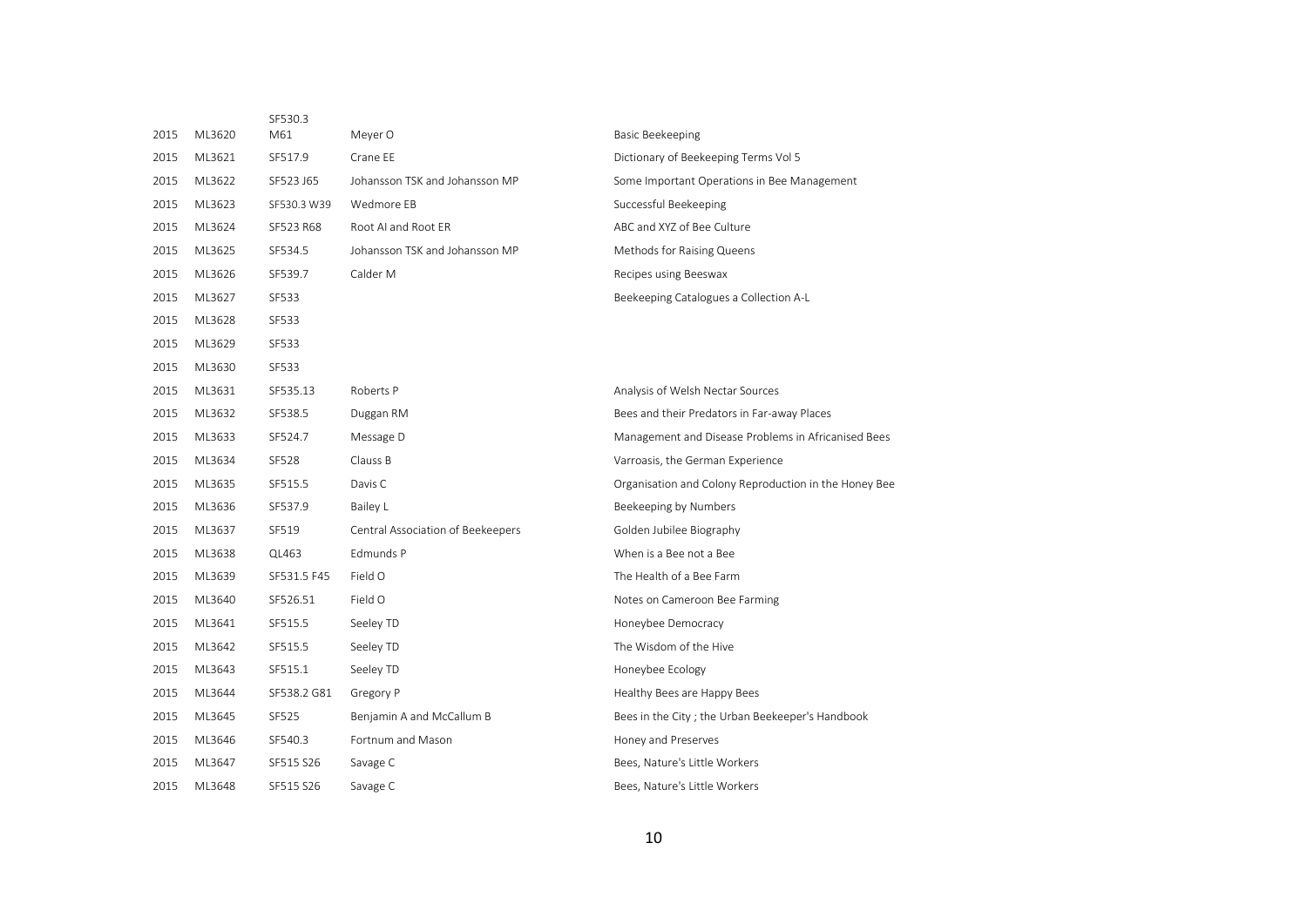| | | | | |
|---|---|---|---|---|
| 2015 | ML3620 | SF530.3 M61 | Meyer O | Basic Beekeeping |
| 2015 | ML3621 | SF517.9 | Crane EE | Dictionary of Beekeeping Terms Vol 5 |
| 2015 | ML3622 | SF523 J65 | Johansson TSK and Johansson MP | Some Important Operations in Bee Management |
| 2015 | ML3623 | SF530.3 W39 | Wedmore EB | Successful Beekeeping |
| 2015 | ML3624 | SF523 R68 | Root AI and Root ER | ABC and XYZ of Bee Culture |
| 2015 | ML3625 | SF534.5 | Johansson TSK and Johansson MP | Methods for Raising Queens |
| 2015 | ML3626 | SF539.7 | Calder M | Recipes using Beeswax |
| 2015 | ML3627 | SF533 | | Beekeeping Catalogues a Collection A-L |
| 2015 | ML3628 | SF533 | | |
| 2015 | ML3629 | SF533 | | |
| 2015 | ML3630 | SF533 | | |
| 2015 | ML3631 | SF535.13 | Roberts P | Analysis of Welsh Nectar Sources |
| 2015 | ML3632 | SF538.5 | Duggan RM | Bees and their Predators in Far-away Places |
| 2015 | ML3633 | SF524.7 | Message D | Management and Disease Problems in Africanised Bees |
| 2015 | ML3634 | SF528 | Clauss B | Varroasis, the German Experience |
| 2015 | ML3635 | SF515.5 | Davis C | Organisation and Colony Reproduction in the Honey Bee |
| 2015 | ML3636 | SF537.9 | Bailey L | Beekeeping by Numbers |
| 2015 | ML3637 | SF519 | Central Association of Beekeepers | Golden Jubilee Biography |
| 2015 | ML3638 | QL463 | Edmunds P | When is a Bee not a Bee |
| 2015 | ML3639 | SF531.5 F45 | Field O | The Health of a Bee Farm |
| 2015 | ML3640 | SF526.51 | Field O | Notes on Cameroon Bee Farming |
| 2015 | ML3641 | SF515.5 | Seeley TD | Honeybee Democracy |
| 2015 | ML3642 | SF515.5 | Seeley TD | The Wisdom of the Hive |
| 2015 | ML3643 | SF515.1 | Seeley TD | Honeybee Ecology |
| 2015 | ML3644 | SF538.2 G81 | Gregory P | Healthy Bees are Happy Bees |
| 2015 | ML3645 | SF525 | Benjamin A and McCallum B | Bees in the City ; the Urban Beekeeper's Handbook |
| 2015 | ML3646 | SF540.3 | Fortnum and Mason | Honey and Preserves |
| 2015 | ML3647 | SF515 S26 | Savage C | Bees, Nature's Little Workers |
| 2015 | ML3648 | SF515 S26 | Savage C | Bees, Nature's Little Workers |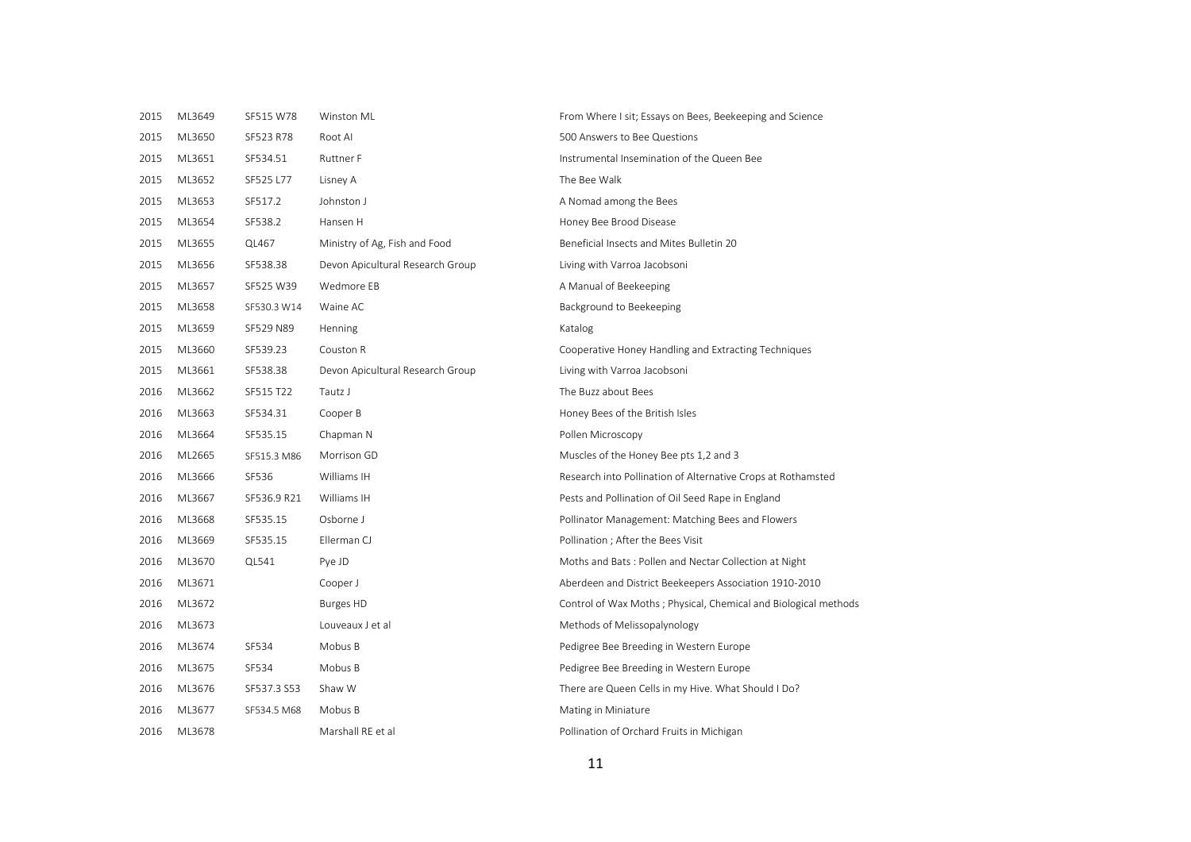| | | | | |
|---|---|---|---|---|
| 2015 | ML3649 | SF515 W78 | Winston ML | From Where I sit; Essays on Bees, Beekeeping and Science |
| 2015 | ML3650 | SF523 R78 | Root AI | 500 Answers to Bee Questions |
| 2015 | ML3651 | SF534.51 | Ruttner F | Instrumental Insemination of the Queen Bee |
| 2015 | ML3652 | SF525 L77 | Lisney A | The Bee Walk |
| 2015 | ML3653 | SF517.2 | Johnston J | A Nomad among the Bees |
| 2015 | ML3654 | SF538.2 | Hansen H | Honey Bee Brood Disease |
| 2015 | ML3655 | QL467 | Ministry of Ag, Fish and Food | Beneficial Insects and Mites Bulletin 20 |
| 2015 | ML3656 | SF538.38 | Devon Apicultural Research Group | Living with Varroa Jacobsoni |
| 2015 | ML3657 | SF525 W39 | Wedmore EB | A Manual of Beekeeping |
| 2015 | ML3658 | SF530.3 W14 | Waine AC | Background to Beekeeping |
| 2015 | ML3659 | SF529 N89 | Henning | Katalog |
| 2015 | ML3660 | SF539.23 | Couston R | Cooperative Honey Handling and Extracting Techniques |
| 2015 | ML3661 | SF538.38 | Devon Apicultural Research Group | Living with Varroa Jacobsoni |
| 2016 | ML3662 | SF515 T22 | Tautz J | The Buzz about Bees |
| 2016 | ML3663 | SF534.31 | Cooper B | Honey Bees of the British Isles |
| 2016 | ML3664 | SF535.15 | Chapman N | Pollen Microscopy |
| 2016 | ML2665 | SF515.3 M86 | Morrison GD | Muscles of the Honey Bee pts 1,2 and 3 |
| 2016 | ML3666 | SF536 | Williams IH | Research into Pollination of Alternative Crops at Rothamsted |
| 2016 | ML3667 | SF536.9 R21 | Williams IH | Pests and Pollination of Oil Seed Rape in England |
| 2016 | ML3668 | SF535.15 | Osborne J | Pollinator Management: Matching Bees and Flowers |
| 2016 | ML3669 | SF535.15 | Ellerman CJ | Pollination ; After the Bees Visit |
| 2016 | ML3670 | QL541 | Pye JD | Moths and Bats : Pollen and Nectar Collection at Night |
| 2016 | ML3671 | | Cooper J | Aberdeen and District Beekeepers Association 1910-2010 |
| 2016 | ML3672 | | Burges HD | Control of Wax Moths ; Physical, Chemical and Biological methods |
| 2016 | ML3673 | | Louveaux J et al | Methods of Melissopalynology |
| 2016 | ML3674 | SF534 | Mobus B | Pedigree Bee Breeding in Western Europe |
| 2016 | ML3675 | SF534 | Mobus B | Pedigree Bee Breeding in Western Europe |
| 2016 | ML3676 | SF537.3 S53 | Shaw W | There are Queen Cells in my Hive. What Should I Do? |
| 2016 | ML3677 | SF534.5 M68 | Mobus B | Mating in Miniature |
| 2016 | ML3678 | | Marshall RE et al | Pollination of Orchard Fruits in Michigan |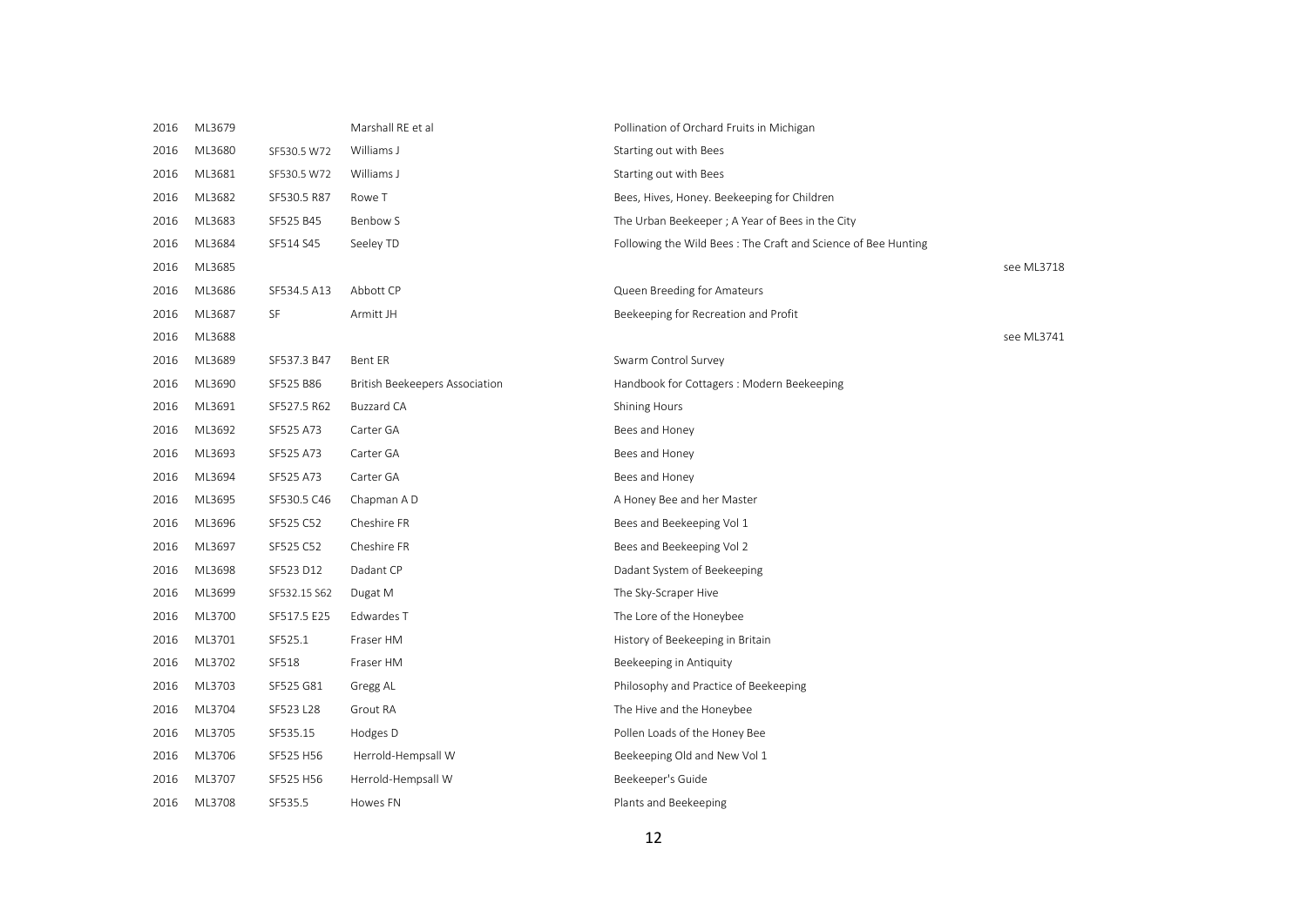| | | | | | |
|---|---|---|---|---|---|
| 2016 | ML3679 | | Marshall RE et al | Pollination of Orchard Fruits in Michigan | |
| 2016 | ML3680 | SF530.5 W72 | Williams J | Starting out with Bees | |
| 2016 | ML3681 | SF530.5 W72 | Williams J | Starting out with Bees | |
| 2016 | ML3682 | SF530.5 R87 | Rowe T | Bees, Hives, Honey. Beekeeping for Children | |
| 2016 | ML3683 | SF525 B45 | Benbow S | The Urban Beekeeper ; A Year of Bees in the City | |
| 2016 | ML3684 | SF514 S45 | Seeley TD | Following the Wild Bees : The Craft and Science of Bee Hunting | |
| 2016 | ML3685 | | | | see ML3718 |
| 2016 | ML3686 | SF534.5 A13 | Abbott CP | Queen Breeding for Amateurs | |
| 2016 | ML3687 | SF | Armitt JH | Beekeeping for Recreation and Profit | |
| 2016 | ML3688 | | | | see ML3741 |
| 2016 | ML3689 | SF537.3 B47 | Bent ER | Swarm Control Survey | |
| 2016 | ML3690 | SF525 B86 | British Beekeepers Association | Handbook for Cottagers : Modern Beekeeping | |
| 2016 | ML3691 | SF527.5 R62 | Buzzard CA | Shining Hours | |
| 2016 | ML3692 | SF525 A73 | Carter GA | Bees and Honey | |
| 2016 | ML3693 | SF525 A73 | Carter GA | Bees and Honey | |
| 2016 | ML3694 | SF525 A73 | Carter GA | Bees and Honey | |
| 2016 | ML3695 | SF530.5 C46 | Chapman A D | A Honey Bee and her Master | |
| 2016 | ML3696 | SF525 C52 | Cheshire FR | Bees and Beekeeping Vol 1 | |
| 2016 | ML3697 | SF525 C52 | Cheshire FR | Bees and Beekeeping Vol 2 | |
| 2016 | ML3698 | SF523 D12 | Dadant CP | Dadant System of Beekeeping | |
| 2016 | ML3699 | SF532.15 S62 | Dugat M | The Sky-Scraper Hive | |
| 2016 | ML3700 | SF517.5 E25 | Edwardes T | The Lore of the Honeybee | |
| 2016 | ML3701 | SF525.1 | Fraser HM | History of Beekeeping in Britain | |
| 2016 | ML3702 | SF518 | Fraser HM | Beekeeping in Antiquity | |
| 2016 | ML3703 | SF525 G81 | Gregg AL | Philosophy and Practice of Beekeeping | |
| 2016 | ML3704 | SF523 L28 | Grout RA | The Hive and the Honeybee | |
| 2016 | ML3705 | SF535.15 | Hodges D | Pollen Loads of the Honey Bee | |
| 2016 | ML3706 | SF525 H56 | Herrold-Hempsall W | Beekeeping Old and New Vol 1 | |
| 2016 | ML3707 | SF525 H56 | Herrold-Hempsall W | Beekeeper's Guide | |
| 2016 | ML3708 | SF535.5 | Howes FN | Plants and Beekeeping | |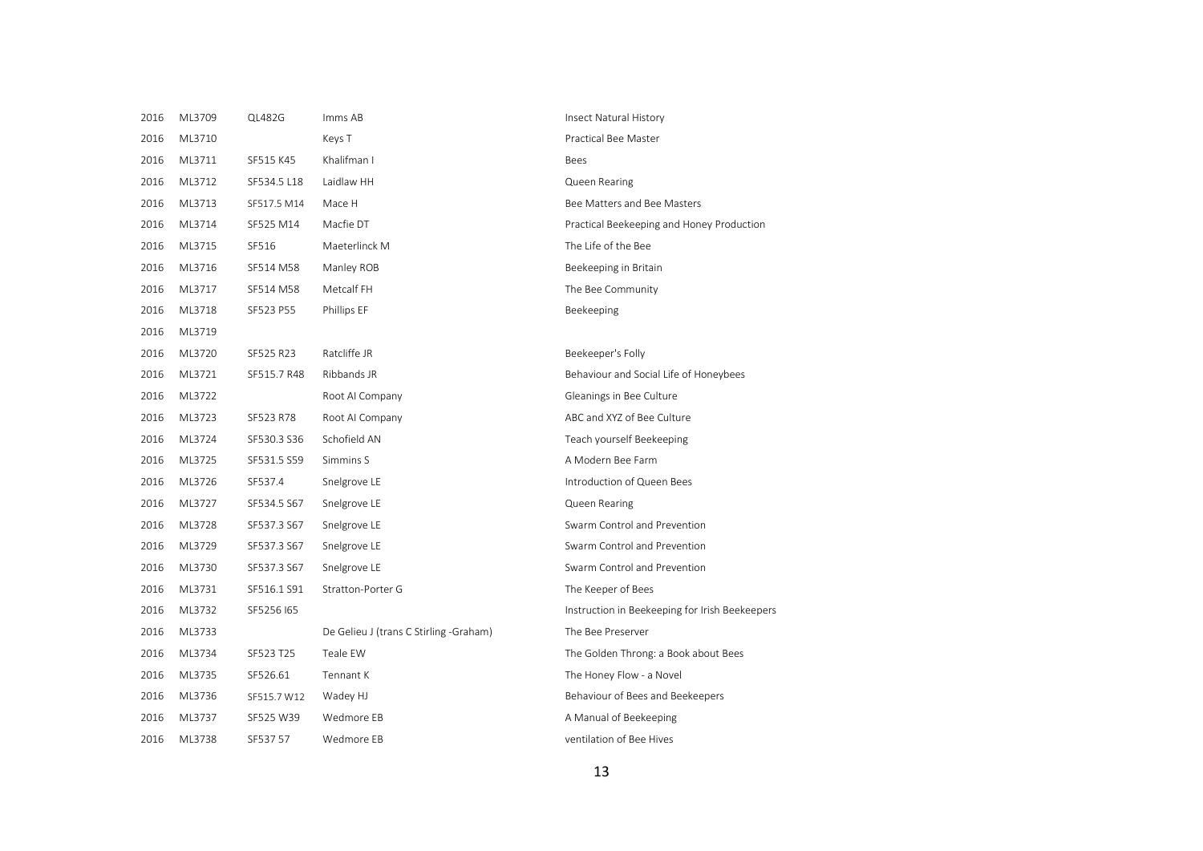| | | | | |
|---|---|---|---|---|
| 2016 | ML3709 | QL482G | Imms AB | Insect Natural History |
| 2016 | ML3710 | | Keys T | Practical Bee Master |
| 2016 | ML3711 | SF515 K45 | Khalifman I | Bees |
| 2016 | ML3712 | SF534.5 L18 | Laidlaw HH | Queen Rearing |
| 2016 | ML3713 | SF517.5 M14 | Mace H | Bee Matters and Bee Masters |
| 2016 | ML3714 | SF525 M14 | Macfie DT | Practical Beekeeping and Honey Production |
| 2016 | ML3715 | SF516 | Maeterlinck M | The Life of the Bee |
| 2016 | ML3716 | SF514 M58 | Manley ROB | Beekeeping in Britain |
| 2016 | ML3717 | SF514 M58 | Metcalf FH | The Bee Community |
| 2016 | ML3718 | SF523 P55 | Phillips EF | Beekeeping |
| 2016 | ML3719 | | | |
| 2016 | ML3720 | SF525 R23 | Ratcliffe JR | Beekeeper's Folly |
| 2016 | ML3721 | SF515.7 R48 | Ribbands JR | Behaviour and Social Life of Honeybees |
| 2016 | ML3722 | | Root AI Company | Gleanings in Bee Culture |
| 2016 | ML3723 | SF523 R78 | Root AI Company | ABC and XYZ of Bee Culture |
| 2016 | ML3724 | SF530.3 S36 | Schofield AN | Teach yourself Beekeeping |
| 2016 | ML3725 | SF531.5 S59 | Simmins S | A Modern Bee Farm |
| 2016 | ML3726 | SF537.4 | Snelgrove LE | Introduction of Queen Bees |
| 2016 | ML3727 | SF534.5 S67 | Snelgrove LE | Queen Rearing |
| 2016 | ML3728 | SF537.3 S67 | Snelgrove LE | Swarm Control and Prevention |
| 2016 | ML3729 | SF537.3 S67 | Snelgrove LE | Swarm Control and Prevention |
| 2016 | ML3730 | SF537.3 S67 | Snelgrove LE | Swarm Control and Prevention |
| 2016 | ML3731 | SF516.1 S91 | Stratton-Porter G | The Keeper of Bees |
| 2016 | ML3732 | SF5256 I65 | | Instruction in Beekeeping for Irish Beekeepers |
| 2016 | ML3733 | | De Gelieu J (trans C Stirling -Graham) | The Bee Preserver |
| 2016 | ML3734 | SF523 T25 | Teale EW | The Golden Throng: a Book about Bees |
| 2016 | ML3735 | SF526.61 | Tennant K | The Honey Flow - a Novel |
| 2016 | ML3736 | SF515.7 W12 | Wadey HJ | Behaviour of Bees and Beekeepers |
| 2016 | ML3737 | SF525 W39 | Wedmore EB | A Manual of Beekeeping |
| 2016 | ML3738 | SF537 57 | Wedmore EB | ventilation of Bee Hives |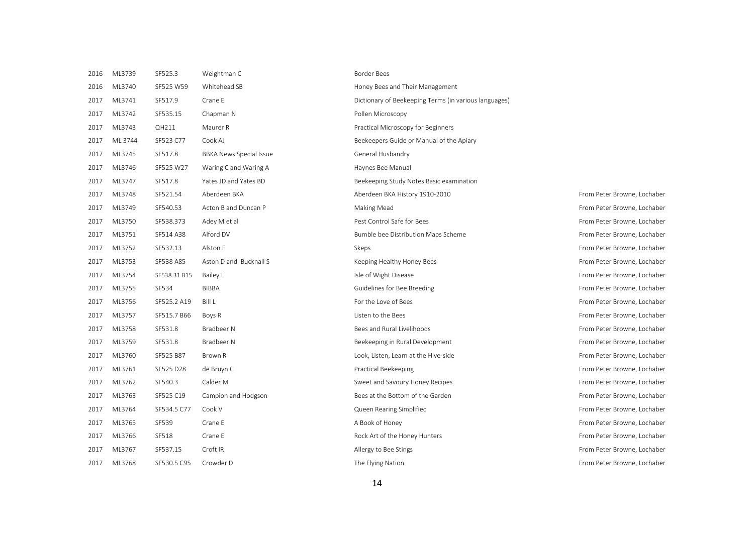| 2016 | ML3739 | SF525.3 | Weightman C | Border Bees | |
|---|---|---|---|---|---|
| 2016 | ML3740 | SF525 W59 | Whitehead SB | Honey Bees and Their Management | |
| 2017 | ML3741 | SF517.9 | Crane E | Dictionary of Beekeeping Terms (in various languages) | |
| 2017 | ML3742 | SF535.15 | Chapman N | Pollen Microscopy | |
| 2017 | ML3743 | QH211 | Maurer R | Practical Microscopy for Beginners | |
| 2017 | ML 3744 | SF523 C77 | Cook AJ | Beekeepers Guide or Manual of the Apiary | |
| 2017 | ML3745 | SF517.8 | BBKA News Special Issue | General Husbandry | |
| 2017 | ML3746 | SF525 W27 | Waring C and Waring A | Haynes Bee Manual | |
| 2017 | ML3747 | SF517.8 | Yates JD and Yates BD | Beekeeping Study Notes Basic examination | |
| 2017 | ML3748 | SF521.54 | Aberdeen BKA | Aberdeen BKA History 1910-2010 | From Peter Browne, Lochaber |
| 2017 | ML3749 | SF540.53 | Acton B and Duncan P | Making Mead | From Peter Browne, Lochaber |
| 2017 | ML3750 | SF538.373 | Adey M et al | Pest Control Safe for Bees | From Peter Browne, Lochaber |
| 2017 | ML3751 | SF514 A38 | Alford DV | Bumble bee Distribution Maps Scheme | From Peter Browne, Lochaber |
| 2017 | ML3752 | SF532.13 | Alston F | Skeps | From Peter Browne, Lochaber |
| 2017 | ML3753 | SF538 A85 | Aston D and Bucknall S | Keeping Healthy Honey Bees | From Peter Browne, Lochaber |
| 2017 | ML3754 | SF538.31 B15 | Bailey L | Isle of Wight Disease | From Peter Browne, Lochaber |
| 2017 | ML3755 | SF534 | BIBBA | Guidelines for Bee Breeding | From Peter Browne, Lochaber |
| 2017 | ML3756 | SF525.2 A19 | Bill L | For the Love of Bees | From Peter Browne, Lochaber |
| 2017 | ML3757 | SF515.7 B66 | Boys R | Listen to the Bees | From Peter Browne, Lochaber |
| 2017 | ML3758 | SF531.8 | Bradbeer N | Bees and Rural Livelihoods | From Peter Browne, Lochaber |
| 2017 | ML3759 | SF531.8 | Bradbeer N | Beekeeping in Rural Development | From Peter Browne, Lochaber |
| 2017 | ML3760 | SF525 B87 | Brown R | Look, Listen, Learn at the Hive-side | From Peter Browne, Lochaber |
| 2017 | ML3761 | SF525 D28 | de Bruyn C | Practical Beekeeping | From Peter Browne, Lochaber |
| 2017 | ML3762 | SF540.3 | Calder M | Sweet and Savoury Honey Recipes | From Peter Browne, Lochaber |
| 2017 | ML3763 | SF525 C19 | Campion and Hodgson | Bees at the Bottom of the Garden | From Peter Browne, Lochaber |
| 2017 | ML3764 | SF534.5 C77 | Cook V | Queen Rearing Simplified | From Peter Browne, Lochaber |
| 2017 | ML3765 | SF539 | Crane E | A Book of Honey | From Peter Browne, Lochaber |
| 2017 | ML3766 | SF518 | Crane E | Rock Art of the Honey Hunters | From Peter Browne, Lochaber |
| 2017 | ML3767 | SF537.15 | Croft IR | Allergy to Bee Stings | From Peter Browne, Lochaber |
| 2017 | ML3768 | SF530.5 C95 | Crowder D | The Flying Nation | From Peter Browne, Lochaber |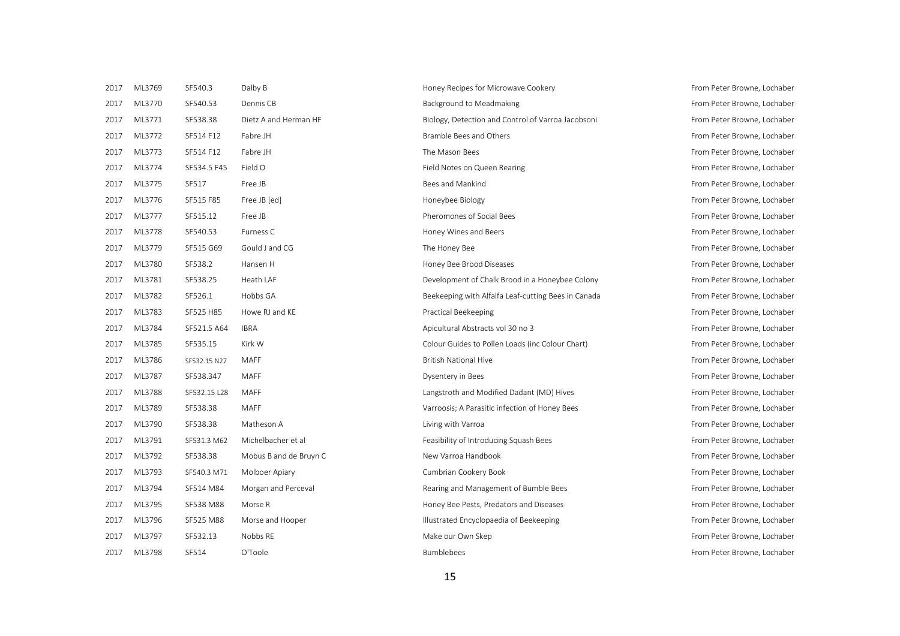| | | | | | |
|---|---|---|---|---|---|
| 2017 | ML3769 | SF540.3 | Dalby B | Honey Recipes for Microwave Cookery | From Peter Browne, Lochaber |
| 2017 | ML3770 | SF540.53 | Dennis CB | Background to Meadmaking | From Peter Browne, Lochaber |
| 2017 | ML3771 | SF538.38 | Dietz A and Herman HF | Biology, Detection and Control of Varroa Jacobsoni | From Peter Browne, Lochaber |
| 2017 | ML3772 | SF514 F12 | Fabre JH | Bramble Bees and Others | From Peter Browne, Lochaber |
| 2017 | ML3773 | SF514 F12 | Fabre JH | The Mason Bees | From Peter Browne, Lochaber |
| 2017 | ML3774 | SF534.5 F45 | Field O | Field Notes on Queen Rearing | From Peter Browne, Lochaber |
| 2017 | ML3775 | SF517 | Free JB | Bees and Mankind | From Peter Browne, Lochaber |
| 2017 | ML3776 | SF515 F85 | Free JB [ed] | Honeybee Biology | From Peter Browne, Lochaber |
| 2017 | ML3777 | SF515.12 | Free JB | Pheromones of Social Bees | From Peter Browne, Lochaber |
| 2017 | ML3778 | SF540.53 | Furness C | Honey Wines and Beers | From Peter Browne, Lochaber |
| 2017 | ML3779 | SF515 G69 | Gould J and CG | The Honey Bee | From Peter Browne, Lochaber |
| 2017 | ML3780 | SF538.2 | Hansen H | Honey Bee Brood Diseases | From Peter Browne, Lochaber |
| 2017 | ML3781 | SF538.25 | Heath LAF | Development of Chalk Brood in a Honeybee Colony | From Peter Browne, Lochaber |
| 2017 | ML3782 | SF526.1 | Hobbs GA | Beekeeping with Alfalfa Leaf-cutting Bees in Canada | From Peter Browne, Lochaber |
| 2017 | ML3783 | SF525 H85 | Howe RJ and KE | Practical Beekeeping | From Peter Browne, Lochaber |
| 2017 | ML3784 | SF521.5 A64 | IBRA | Apicultural Abstracts vol 30 no 3 | From Peter Browne, Lochaber |
| 2017 | ML3785 | SF535.15 | Kirk W | Colour Guides to Pollen Loads (inc Colour Chart) | From Peter Browne, Lochaber |
| 2017 | ML3786 | SF532.15 N27 | MAFF | British National Hive | From Peter Browne, Lochaber |
| 2017 | ML3787 | SF538.347 | MAFF | Dysentery in Bees | From Peter Browne, Lochaber |
| 2017 | ML3788 | SF532.15 L28 | MAFF | Langstroth and Modified Dadant (MD) Hives | From Peter Browne, Lochaber |
| 2017 | ML3789 | SF538.38 | MAFF | Varroosis; A Parasitic infection of Honey Bees | From Peter Browne, Lochaber |
| 2017 | ML3790 | SF538.38 | Matheson A | Living with Varroa | From Peter Browne, Lochaber |
| 2017 | ML3791 | SF531.3 M62 | Michelbacher et al | Feasibility of Introducing Squash Bees | From Peter Browne, Lochaber |
| 2017 | ML3792 | SF538.38 | Mobus B and de Bruyn C | New Varroa Handbook | From Peter Browne, Lochaber |
| 2017 | ML3793 | SF540.3 M71 | Molboer Apiary | Cumbrian Cookery Book | From Peter Browne, Lochaber |
| 2017 | ML3794 | SF514 M84 | Morgan and Perceval | Rearing and Management of Bumble Bees | From Peter Browne, Lochaber |
| 2017 | ML3795 | SF538 M88 | Morse R | Honey Bee Pests, Predators and Diseases | From Peter Browne, Lochaber |
| 2017 | ML3796 | SF525 M88 | Morse and Hooper | Illustrated Encyclopaedia of Beekeeping | From Peter Browne, Lochaber |
| 2017 | ML3797 | SF532.13 | Nobbs RE | Make our Own Skep | From Peter Browne, Lochaber |
| 2017 | ML3798 | SF514 | O'Toole | Bumblebees | From Peter Browne, Lochaber |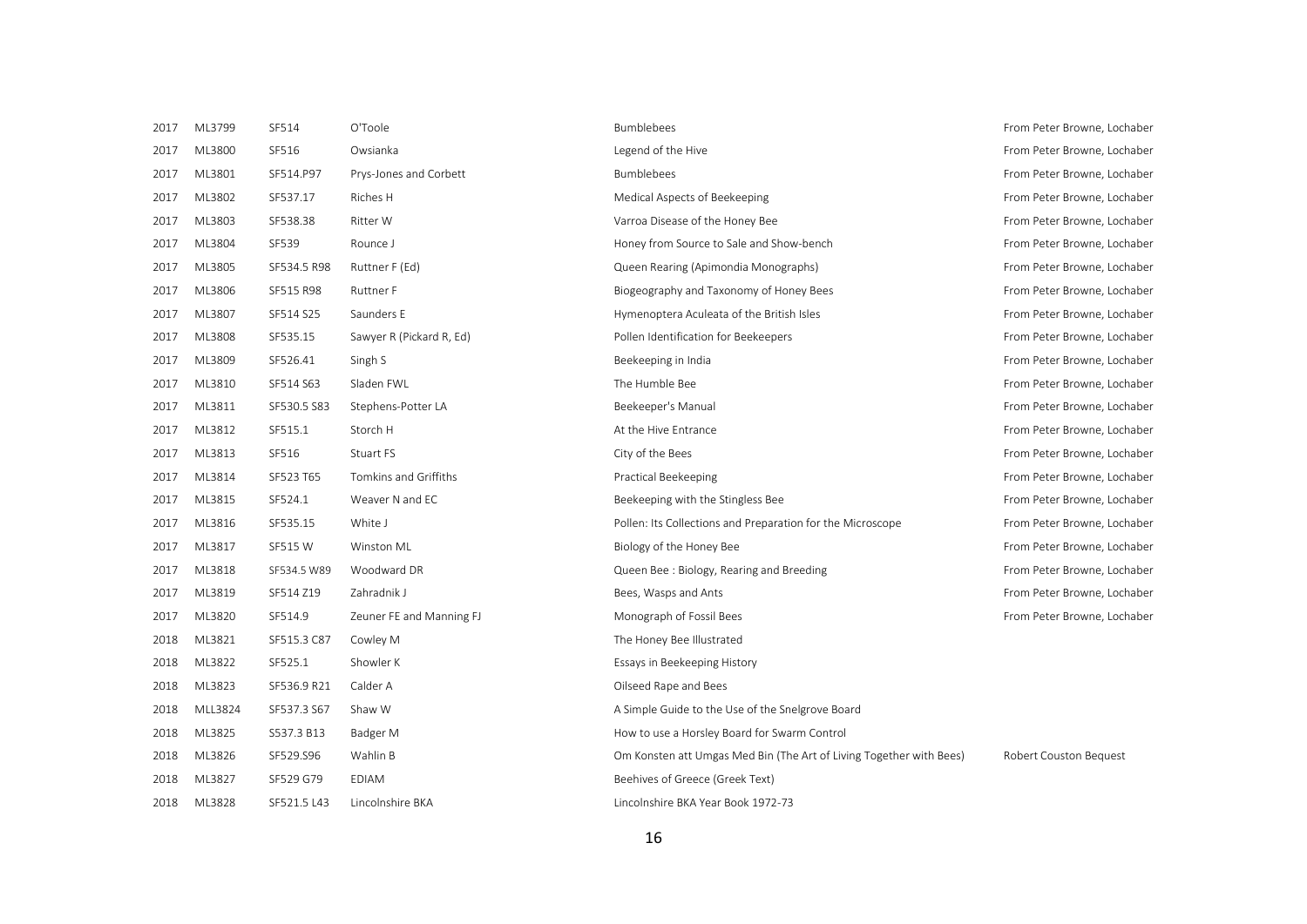| | | | | | |
|---|---|---|---|---|---|
| 2017 | ML3799 | SF514 | O'Toole | Bumblebees | From Peter Browne, Lochaber |
| 2017 | ML3800 | SF516 | Owsianka | Legend of the Hive | From Peter Browne, Lochaber |
| 2017 | ML3801 | SF514.P97 | Prys-Jones and Corbett | Bumblebees | From Peter Browne, Lochaber |
| 2017 | ML3802 | SF537.17 | Riches H | Medical Aspects of Beekeeping | From Peter Browne, Lochaber |
| 2017 | ML3803 | SF538.38 | Ritter W | Varroa Disease of the Honey Bee | From Peter Browne, Lochaber |
| 2017 | ML3804 | SF539 | Rounce J | Honey from Source to Sale and Show-bench | From Peter Browne, Lochaber |
| 2017 | ML3805 | SF534.5 R98 | Ruttner F (Ed) | Queen Rearing (Apimondia Monographs) | From Peter Browne, Lochaber |
| 2017 | ML3806 | SF515 R98 | Ruttner F | Biogeography and Taxonomy of Honey Bees | From Peter Browne, Lochaber |
| 2017 | ML3807 | SF514 S25 | Saunders E | Hymenoptera Aculeata of the British Isles | From Peter Browne, Lochaber |
| 2017 | ML3808 | SF535.15 | Sawyer R (Pickard R, Ed) | Pollen Identification for Beekeepers | From Peter Browne, Lochaber |
| 2017 | ML3809 | SF526.41 | Singh S | Beekeeping in India | From Peter Browne, Lochaber |
| 2017 | ML3810 | SF514 S63 | Sladen FWL | The Humble Bee | From Peter Browne, Lochaber |
| 2017 | ML3811 | SF530.5 S83 | Stephens-Potter LA | Beekeeper's Manual | From Peter Browne, Lochaber |
| 2017 | ML3812 | SF515.1 | Storch H | At the Hive Entrance | From Peter Browne, Lochaber |
| 2017 | ML3813 | SF516 | Stuart FS | City of the Bees | From Peter Browne, Lochaber |
| 2017 | ML3814 | SF523 T65 | Tomkins and Griffiths | Practical Beekeeping | From Peter Browne, Lochaber |
| 2017 | ML3815 | SF524.1 | Weaver N and EC | Beekeeping with the Stingless Bee | From Peter Browne, Lochaber |
| 2017 | ML3816 | SF535.15 | White J | Pollen: Its Collections and Preparation for the Microscope | From Peter Browne, Lochaber |
| 2017 | ML3817 | SF515 W | Winston ML | Biology of the Honey Bee | From Peter Browne, Lochaber |
| 2017 | ML3818 | SF534.5 W89 | Woodward DR | Queen Bee : Biology, Rearing and Breeding | From Peter Browne, Lochaber |
| 2017 | ML3819 | SF514 Z19 | Zahradnik J | Bees, Wasps and Ants | From Peter Browne, Lochaber |
| 2017 | ML3820 | SF514.9 | Zeuner FE and Manning FJ | Monograph of Fossil Bees | From Peter Browne, Lochaber |
| 2018 | ML3821 | SF515.3 C87 | Cowley M | The Honey Bee Illustrated | |
| 2018 | ML3822 | SF525.1 | Showler K | Essays in Beekeeping History | |
| 2018 | ML3823 | SF536.9 R21 | Calder A | Oilseed Rape and Bees | |
| 2018 | MLL3824 | SF537.3 S67 | Shaw W | A Simple Guide to the Use of the Snelgrove Board | |
| 2018 | ML3825 | S537.3 B13 | Badger M | How to use a Horsley Board for Swarm Control | |
| 2018 | ML3826 | SF529.S96 | Wahlin B | Om Konsten att Umgas Med Bin (The Art of Living Together with Bees) | Robert Couston Bequest |
| 2018 | ML3827 | SF529 G79 | EDIAM | Beehives of Greece (Greek Text) | |
| 2018 | ML3828 | SF521.5 L43 | Lincolnshire BKA | Lincolnshire BKA Year Book 1972-73 | |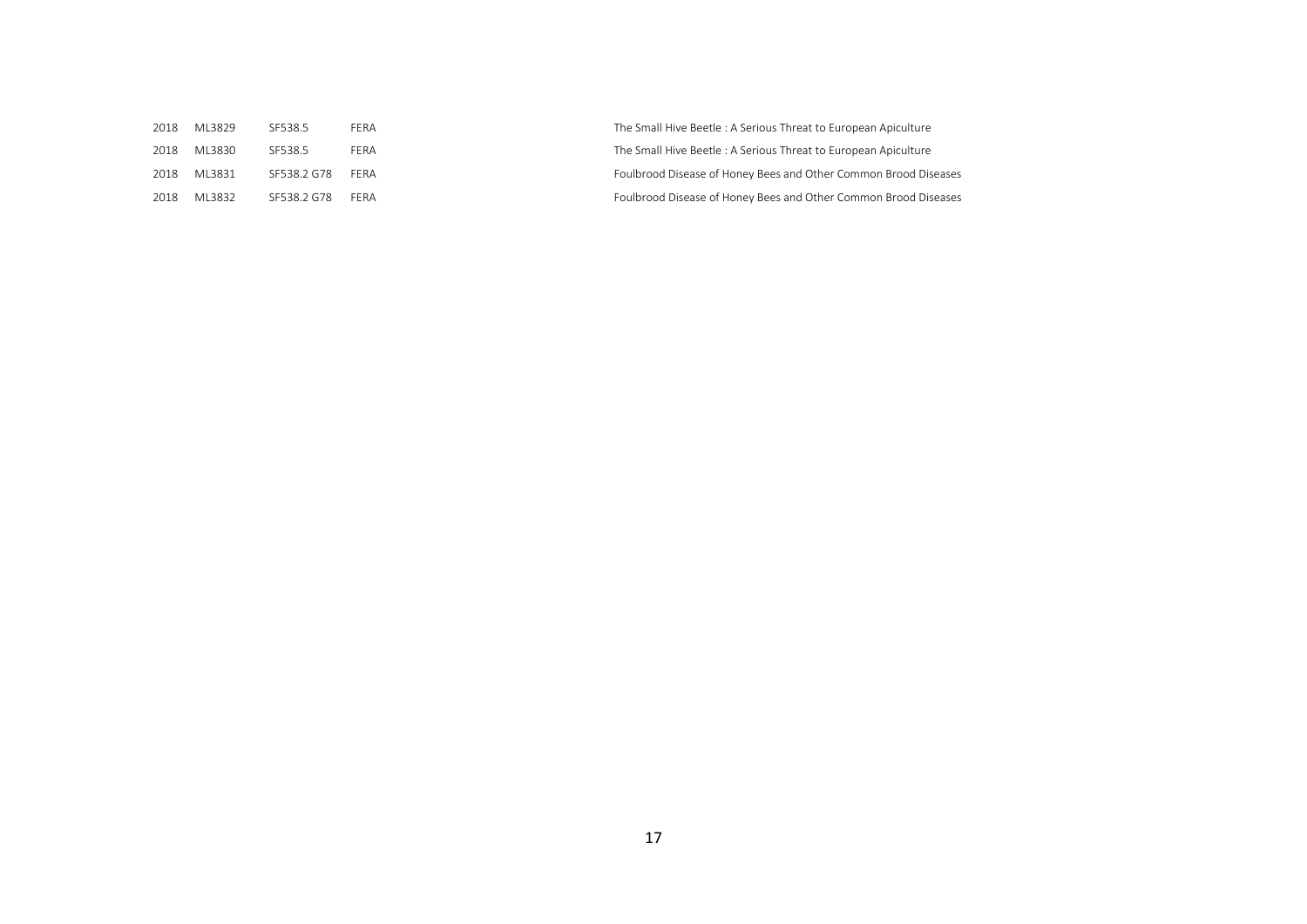| | | | | |
|---|---|---|---|---|
| 2018 | ML3829 | SF538.5 | FERA | The Small Hive Beetle : A Serious Threat to European Apiculture |
| 2018 | ML3830 | SF538.5 | FERA | The Small Hive Beetle : A Serious Threat to European Apiculture |
| 2018 | ML3831 | SF538.2 G78 | FERA | Foulbrood Disease of Honey Bees and Other Common Brood Diseases |
| 2018 | ML3832 | SF538.2 G78 | FERA | Foulbrood Disease of Honey Bees and Other Common Brood Diseases |